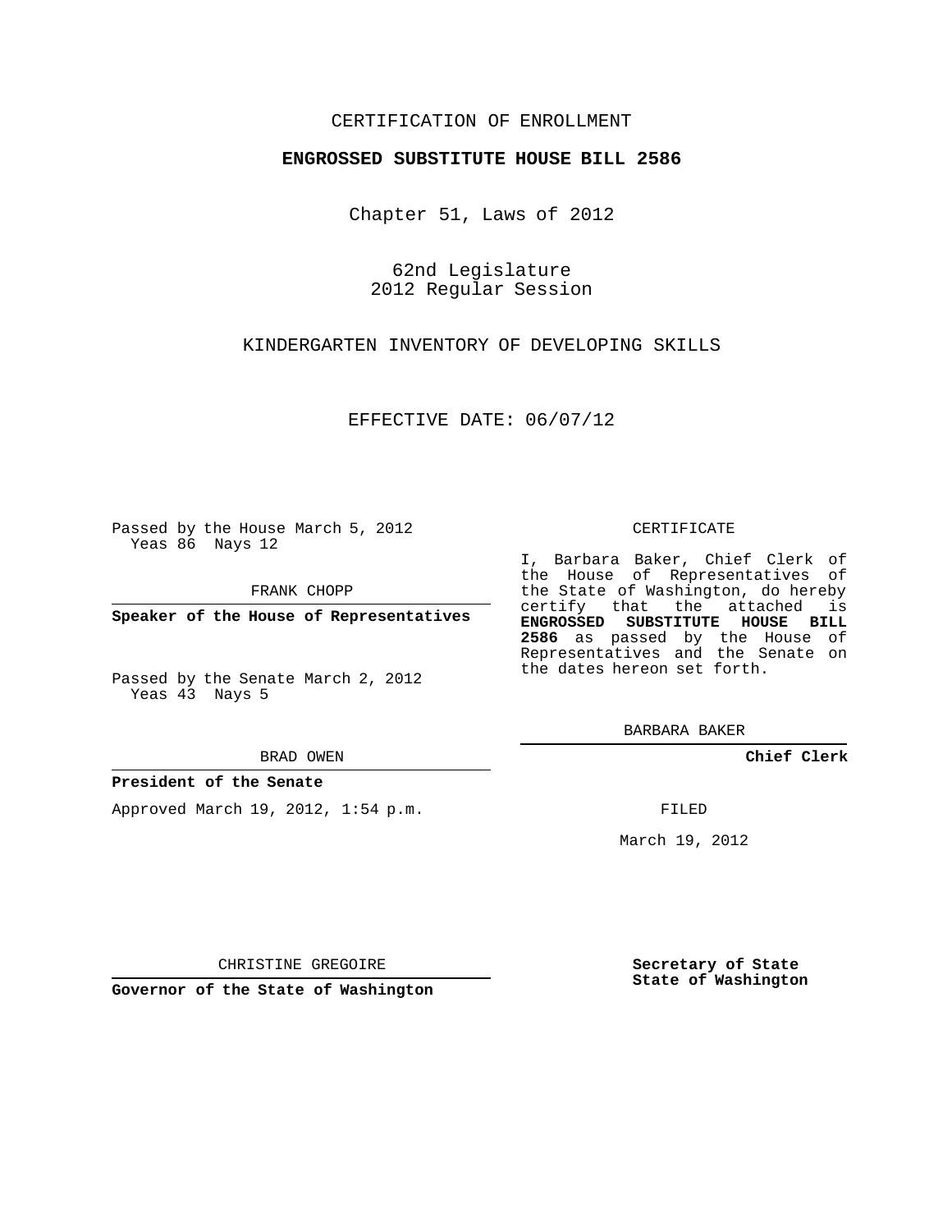CERTIFICATION OF ENROLLMENT

**ENGROSSED SUBSTITUTE HOUSE BILL 2586**

Chapter 51, Laws of 2012

62nd Legislature
2012 Regular Session

KINDERGARTEN INVENTORY OF DEVELOPING SKILLS

EFFECTIVE DATE: 06/07/12

Passed by the House March 5, 2012
Yeas 86 Nays 12

FRANK CHOPP

**Speaker of the House of Representatives**

Passed by the Senate March 2, 2012
Yeas 43 Nays 5

BRAD OWEN

**President of the Senate**

Approved March 19, 2012, 1:54 p.m.

CHRISTINE GREGOIRE

**Governor of the State of Washington**

CERTIFICATE

I, Barbara Baker, Chief Clerk of the House of Representatives of the State of Washington, do hereby certify that the attached is **ENGROSSED SUBSTITUTE HOUSE BILL 2586** as passed by the House of Representatives and the Senate on the dates hereon set forth.

BARBARA BAKER

**Chief Clerk**

FILED

March 19, 2012

**Secretary of State**
**State of Washington**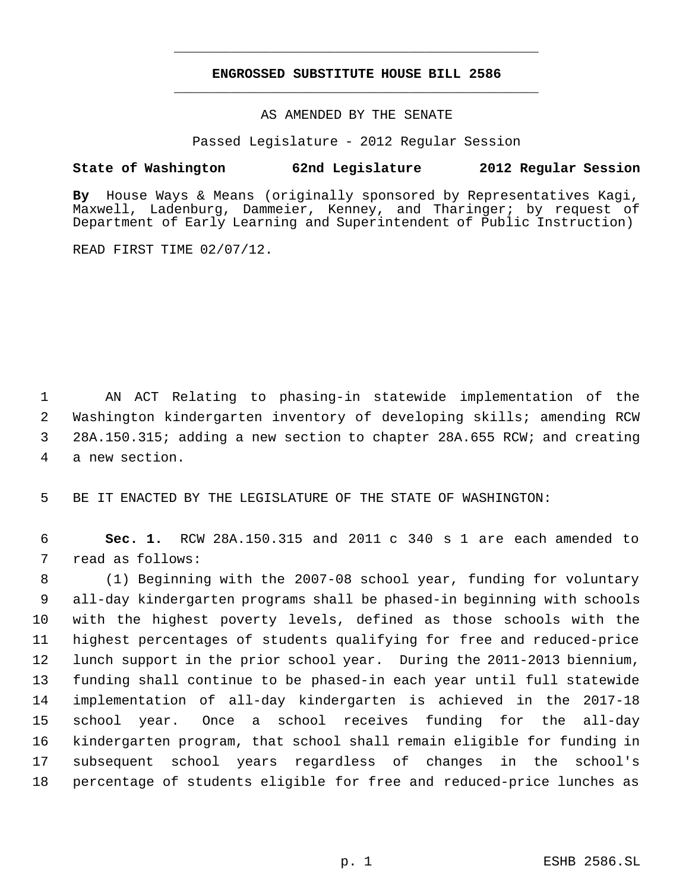# ENGROSSED SUBSTITUTE HOUSE BILL 2586

AS AMENDED BY THE SENATE

Passed Legislature - 2012 Regular Session

**State of Washington 62nd Legislature 2012 Regular Session**

**By** House Ways & Means (originally sponsored by Representatives Kagi, Maxwell, Ladenburg, Dammeier, Kenney, and Tharinger; by request of Department of Early Learning and Superintendent of Public Instruction)

READ FIRST TIME 02/07/12.

AN ACT Relating to phasing-in statewide implementation of the Washington kindergarten inventory of developing skills; amending RCW 28A.150.315; adding a new section to chapter 28A.655 RCW; and creating a new section.

BE IT ENACTED BY THE LEGISLATURE OF THE STATE OF WASHINGTON:

**Sec. 1.** RCW 28A.150.315 and 2011 c 340 s 1 are each amended to read as follows:

(1) Beginning with the 2007-08 school year, funding for voluntary all-day kindergarten programs shall be phased-in beginning with schools with the highest poverty levels, defined as those schools with the highest percentages of students qualifying for free and reduced-price lunch support in the prior school year. During the 2011-2013 biennium, funding shall continue to be phased-in each year until full statewide implementation of all-day kindergarten is achieved in the 2017-18 school year. Once a school receives funding for the all-day kindergarten program, that school shall remain eligible for funding in subsequent school years regardless of changes in the school's percentage of students eligible for free and reduced-price lunches as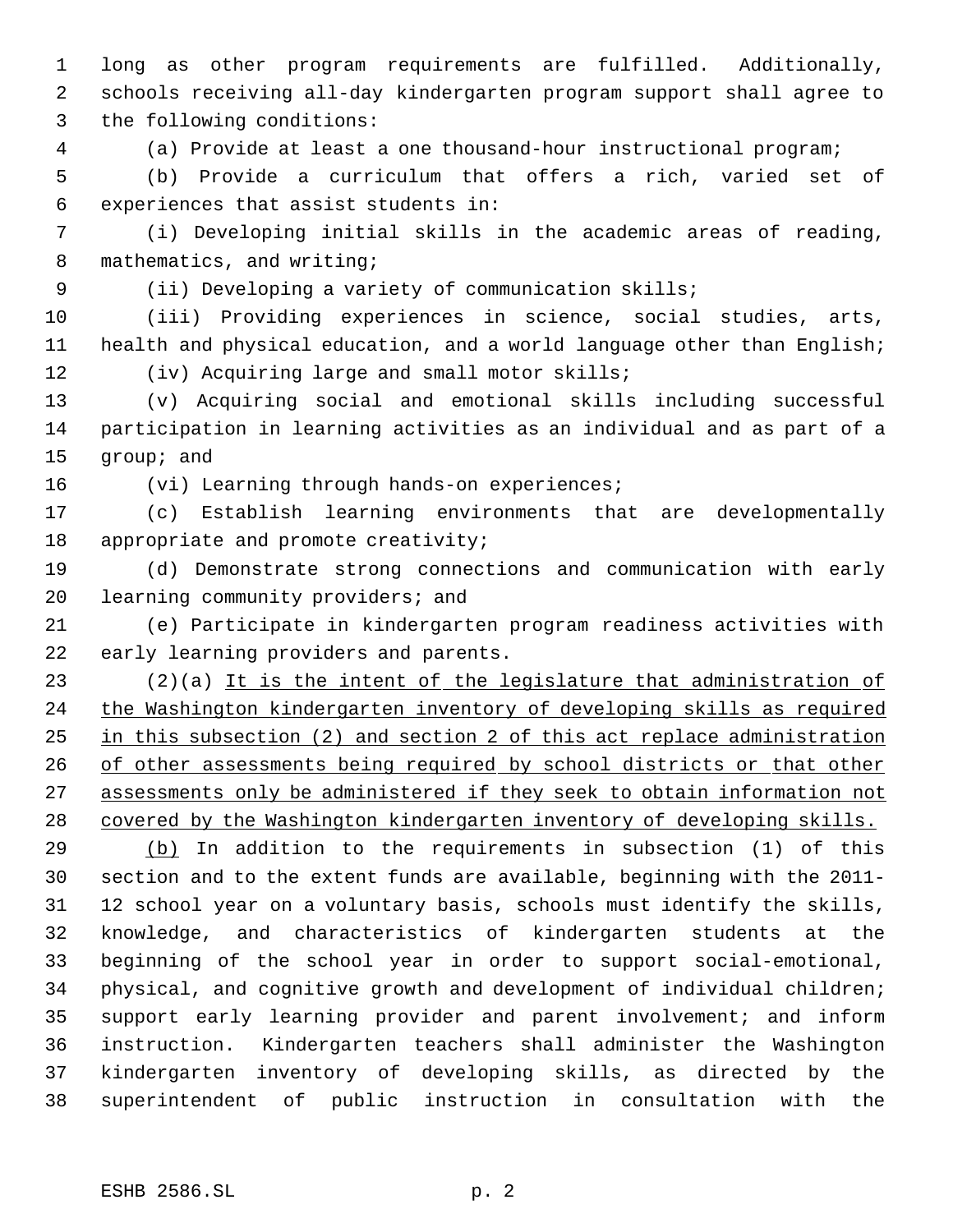long as other program requirements are fulfilled. Additionally, schools receiving all-day kindergarten program support shall agree to the following conditions:

(a) Provide at least a one thousand-hour instructional program;

(b) Provide a curriculum that offers a rich, varied set of experiences that assist students in:

(i) Developing initial skills in the academic areas of reading, mathematics, and writing;

(ii) Developing a variety of communication skills;

(iii) Providing experiences in science, social studies, arts, health and physical education, and a world language other than English;

(iv) Acquiring large and small motor skills;

(v) Acquiring social and emotional skills including successful participation in learning activities as an individual and as part of a group; and

(vi) Learning through hands-on experiences;

(c) Establish learning environments that are developmentally appropriate and promote creativity;

(d) Demonstrate strong connections and communication with early learning community providers; and

(e) Participate in kindergarten program readiness activities with early learning providers and parents.

(2)(a) <u>It is the intent of the legislature that administration of the Washington kindergarten inventory of developing skills as required in this subsection (2) and section 2 of this act replace administration of other assessments being required by school districts or that other assessments only be administered if they seek to obtain information not covered by the Washington kindergarten inventory of developing skills.</u>

<u>(b)</u> In addition to the requirements in subsection (1) of this section and to the extent funds are available, beginning with the 2011-12 school year on a voluntary basis, schools must identify the skills, knowledge, and characteristics of kindergarten students at the beginning of the school year in order to support social-emotional, physical, and cognitive growth and development of individual children; support early learning provider and parent involvement; and inform instruction. Kindergarten teachers shall administer the Washington kindergarten inventory of developing skills, as directed by the superintendent of public instruction in consultation with the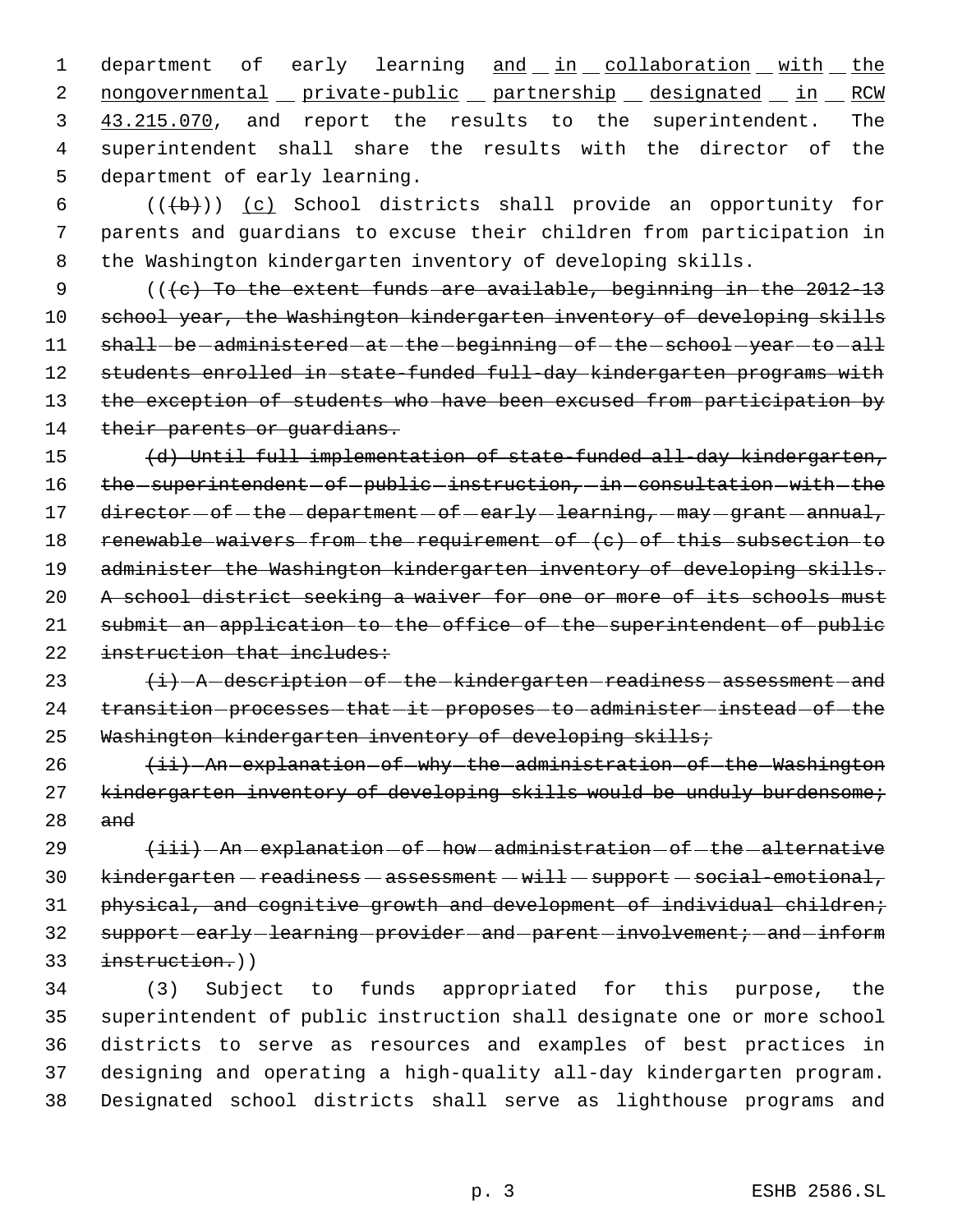department of early learning and in collaboration with the nongovernmental private-public partnership designated in RCW 43.215.070, and report the results to the superintendent. The superintendent shall share the results with the director of the department of early learning.

(((b))) (c) School districts shall provide an opportunity for parents and guardians to excuse their children from participation in the Washington kindergarten inventory of developing skills.

(((c) To the extent funds are available, beginning in the 2012-13 school year, the Washington kindergarten inventory of developing skills shall be administered at the beginning of the school year to all students enrolled in state-funded full-day kindergarten programs with the exception of students who have been excused from participation by their parents or guardians.

(d) Until full implementation of state-funded all-day kindergarten, the superintendent of public instruction, in consultation with the director of the department of early learning, may grant annual, renewable waivers from the requirement of (c) of this subsection to administer the Washington kindergarten inventory of developing skills. A school district seeking a waiver for one or more of its schools must submit an application to the office of the superintendent of public instruction that includes:

(i) A description of the kindergarten readiness assessment and transition processes that it proposes to administer instead of the Washington kindergarten inventory of developing skills;

(ii) An explanation of why the administration of the Washington kindergarten inventory of developing skills would be unduly burdensome; and

(iii) An explanation of how administration of the alternative kindergarten readiness assessment will support social-emotional, physical, and cognitive growth and development of individual children; support early learning provider and parent involvement; and inform instruction.))

(3) Subject to funds appropriated for this purpose, the superintendent of public instruction shall designate one or more school districts to serve as resources and examples of best practices in designing and operating a high-quality all-day kindergarten program. Designated school districts shall serve as lighthouse programs and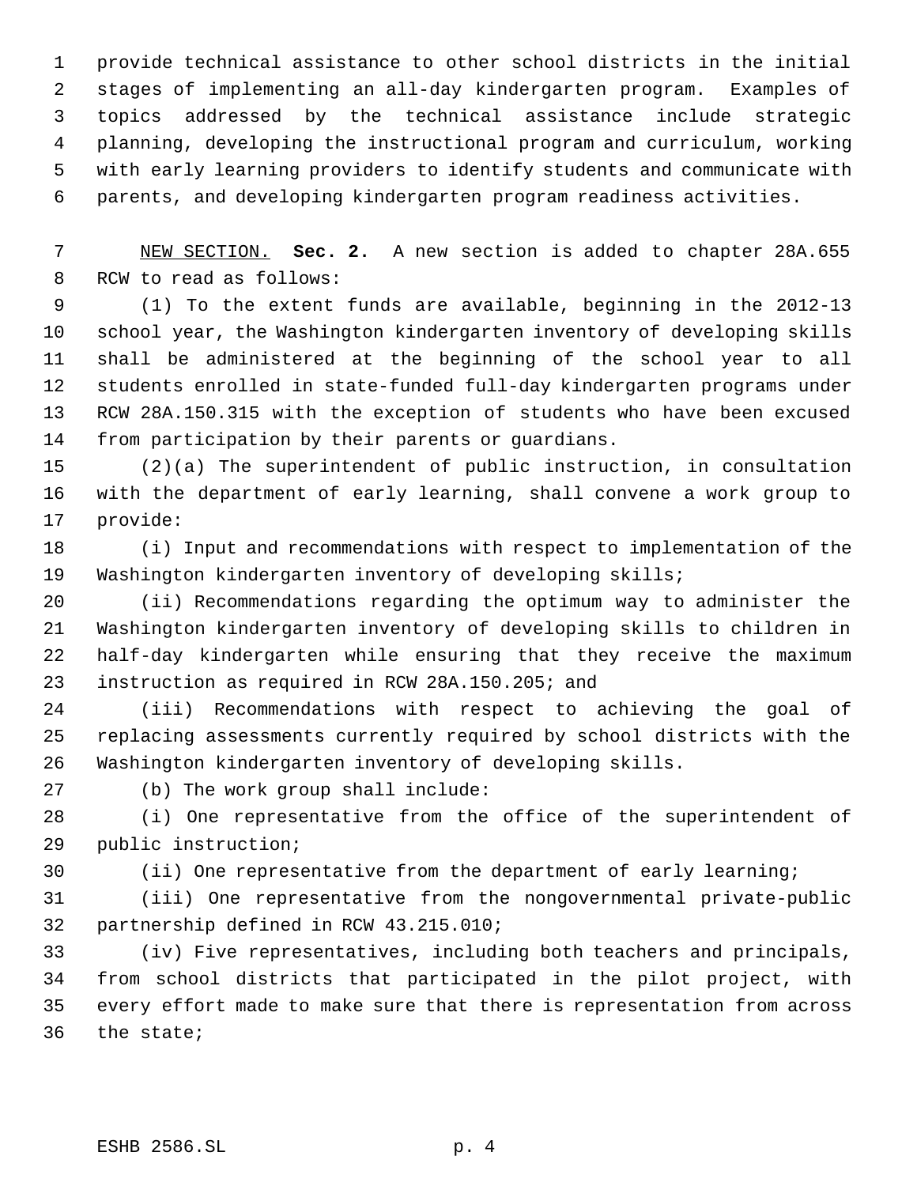provide technical assistance to other school districts in the initial stages of implementing an all-day kindergarten program. Examples of topics addressed by the technical assistance include strategic planning, developing the instructional program and curriculum, working with early learning providers to identify students and communicate with parents, and developing kindergarten program readiness activities.

NEW SECTION. **Sec. 2.** A new section is added to chapter 28A.655 RCW to read as follows:

(1) To the extent funds are available, beginning in the 2012-13 school year, the Washington kindergarten inventory of developing skills shall be administered at the beginning of the school year to all students enrolled in state-funded full-day kindergarten programs under RCW 28A.150.315 with the exception of students who have been excused from participation by their parents or guardians.

(2)(a) The superintendent of public instruction, in consultation with the department of early learning, shall convene a work group to provide:

(i) Input and recommendations with respect to implementation of the Washington kindergarten inventory of developing skills;

(ii) Recommendations regarding the optimum way to administer the Washington kindergarten inventory of developing skills to children in half-day kindergarten while ensuring that they receive the maximum instruction as required in RCW 28A.150.205; and

(iii) Recommendations with respect to achieving the goal of replacing assessments currently required by school districts with the Washington kindergarten inventory of developing skills.

(b) The work group shall include:

(i) One representative from the office of the superintendent of public instruction;

(ii) One representative from the department of early learning;

(iii) One representative from the nongovernmental private-public partnership defined in RCW 43.215.010;

(iv) Five representatives, including both teachers and principals, from school districts that participated in the pilot project, with every effort made to make sure that there is representation from across the state;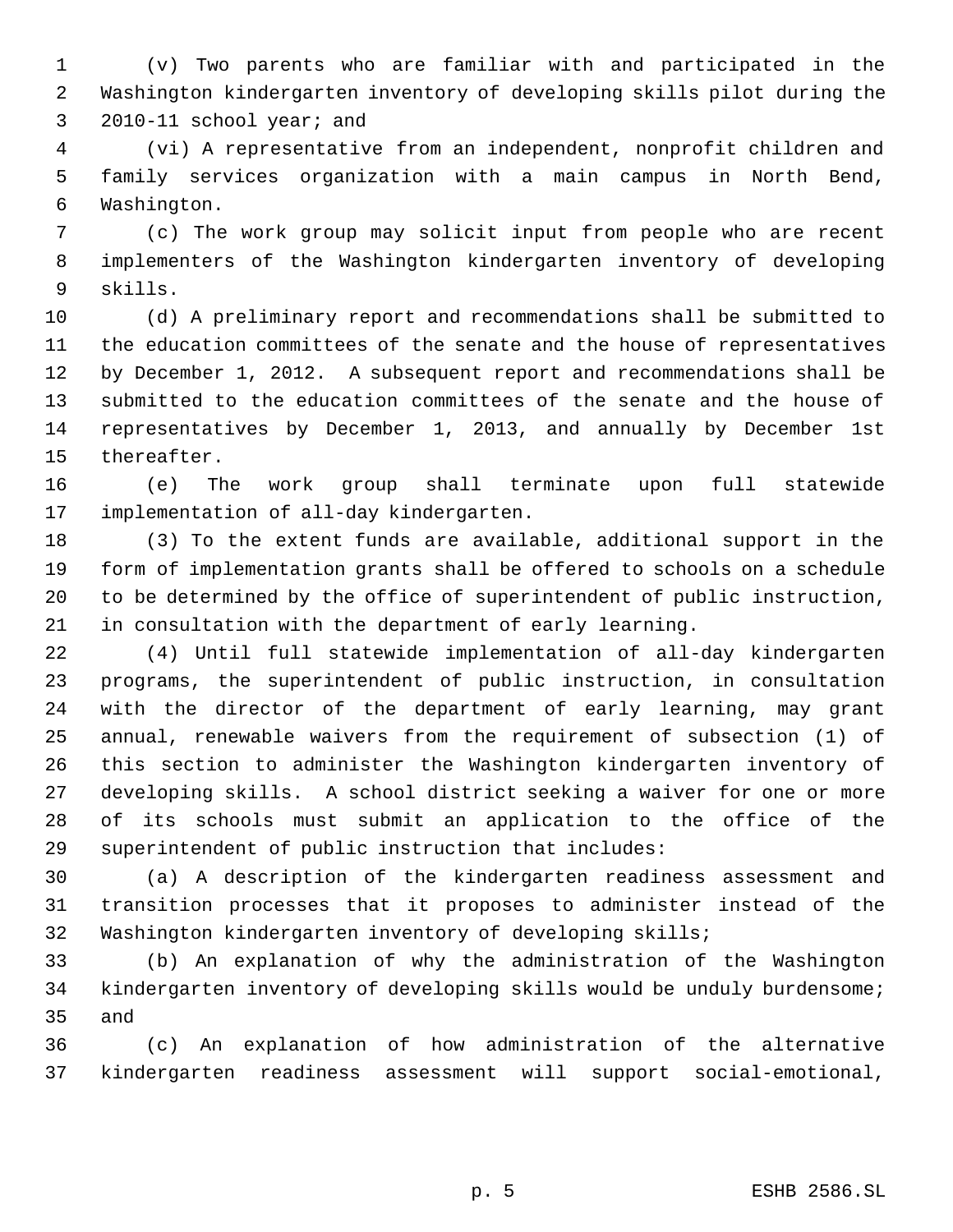(v) Two parents who are familiar with and participated in the Washington kindergarten inventory of developing skills pilot during the 2010-11 school year; and

(vi) A representative from an independent, nonprofit children and family services organization with a main campus in North Bend, Washington.

(c) The work group may solicit input from people who are recent implementers of the Washington kindergarten inventory of developing skills.

(d) A preliminary report and recommendations shall be submitted to the education committees of the senate and the house of representatives by December 1, 2012. A subsequent report and recommendations shall be submitted to the education committees of the senate and the house of representatives by December 1, 2013, and annually by December 1st thereafter.

(e) The work group shall terminate upon full statewide implementation of all-day kindergarten.

(3) To the extent funds are available, additional support in the form of implementation grants shall be offered to schools on a schedule to be determined by the office of superintendent of public instruction, in consultation with the department of early learning.

(4) Until full statewide implementation of all-day kindergarten programs, the superintendent of public instruction, in consultation with the director of the department of early learning, may grant annual, renewable waivers from the requirement of subsection (1) of this section to administer the Washington kindergarten inventory of developing skills. A school district seeking a waiver for one or more of its schools must submit an application to the office of the superintendent of public instruction that includes:

(a) A description of the kindergarten readiness assessment and transition processes that it proposes to administer instead of the Washington kindergarten inventory of developing skills;

(b) An explanation of why the administration of the Washington kindergarten inventory of developing skills would be unduly burdensome; and

(c) An explanation of how administration of the alternative kindergarten readiness assessment will support social-emotional,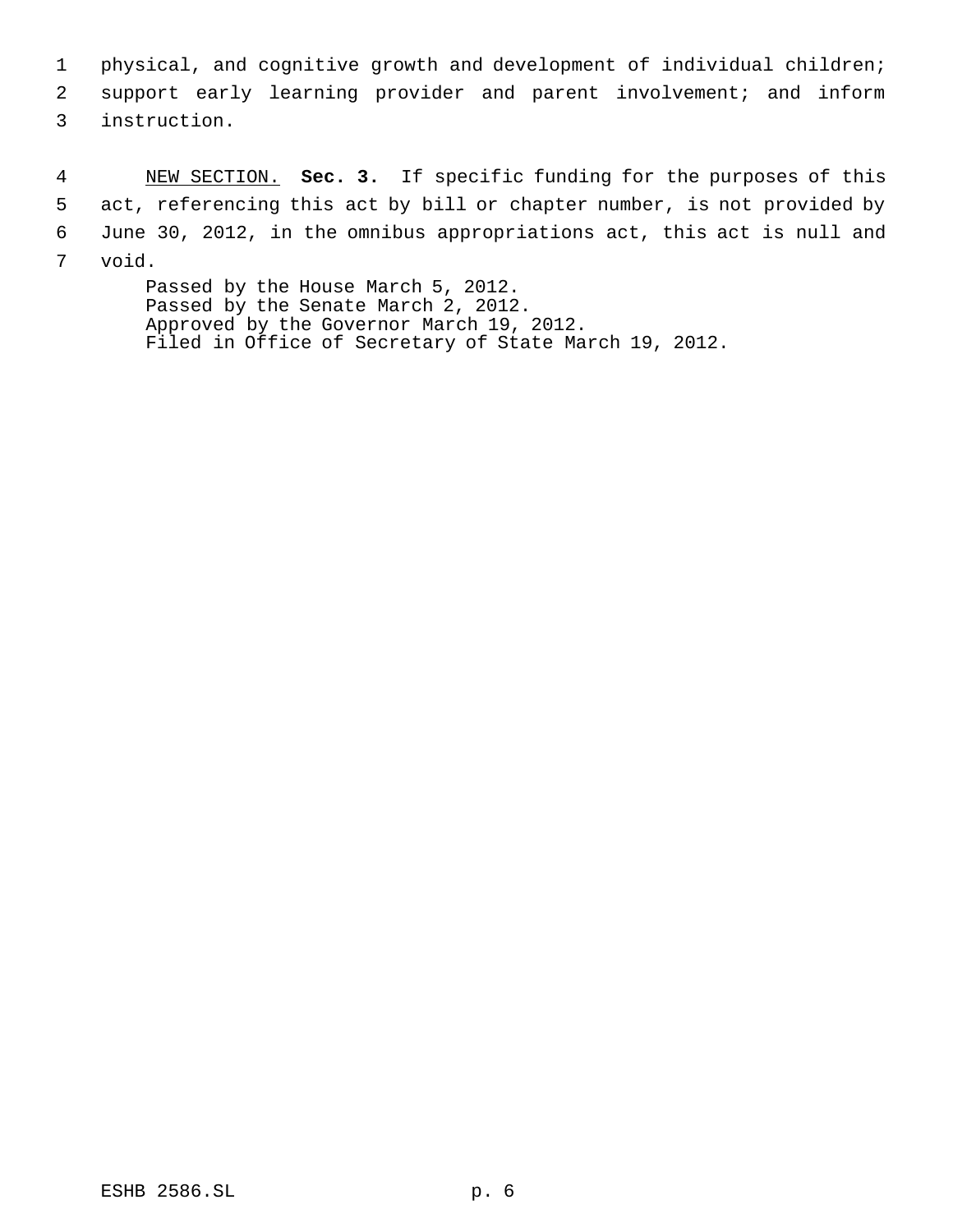physical, and cognitive growth and development of individual children; support early learning provider and parent involvement; and inform instruction.

NEW SECTION. **Sec. 3.** If specific funding for the purposes of this act, referencing this act by bill or chapter number, is not provided by June 30, 2012, in the omnibus appropriations act, this act is null and void.

Passed by the House March 5, 2012.
Passed by the Senate March 2, 2012.
Approved by the Governor March 19, 2012.
Filed in Office of Secretary of State March 19, 2012.